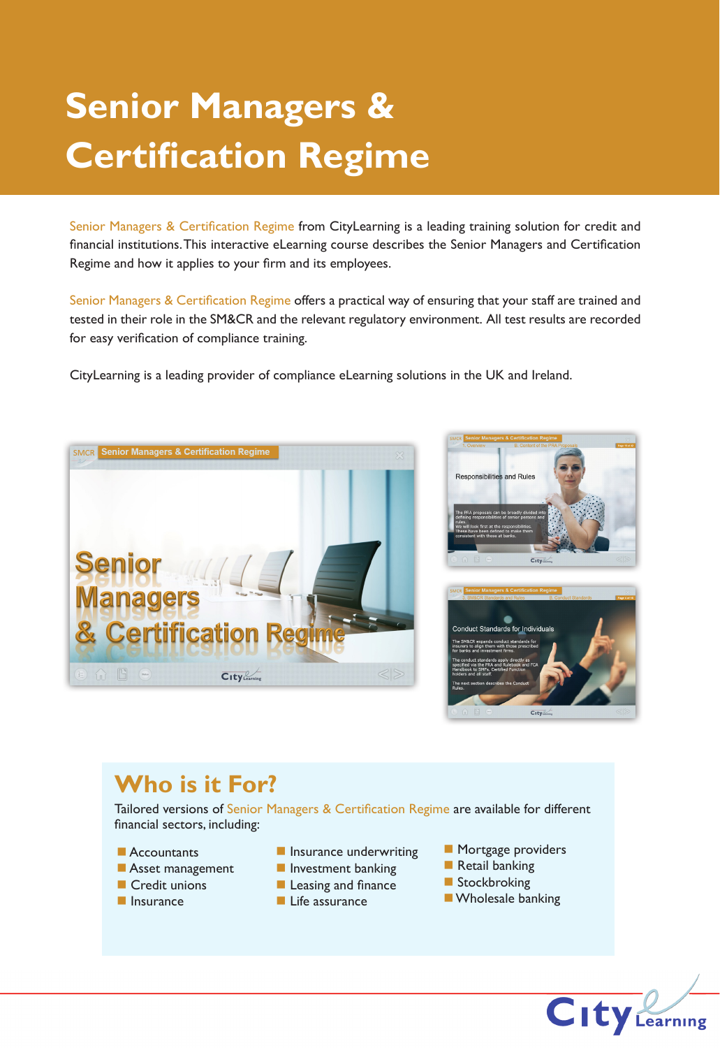# Senior Managers & Certification Regime

Senior Managers & Certification Regime from CityLearning is a leading training solution for credit and financial institutions. This interactive eLearning course describes the Senior Managers and Certification Regime and how it applies to your firm and its employees.

Senior Managers & Certification Regime offers a practical way of ensuring that your staff are trained and tested in their role in the SM&CR and the relevant regulatory environment. All test results are recorded for easy verification of compliance training.

CityLearning is a leading provider of compliance eLearning solutions in the UK and Ireland.

## Who is it For?

Tailored versions of Senior Managers & Certification Regime are available for different financial sectors, including:

- Accountants
- Asset management
- Credit unions
- Insurance
- Insurance underwriting
- Investment banking
- Leasing and finance
- Life assurance
- Mortgage providers
- Retail banking
- Stockbroking
- Wholesale banking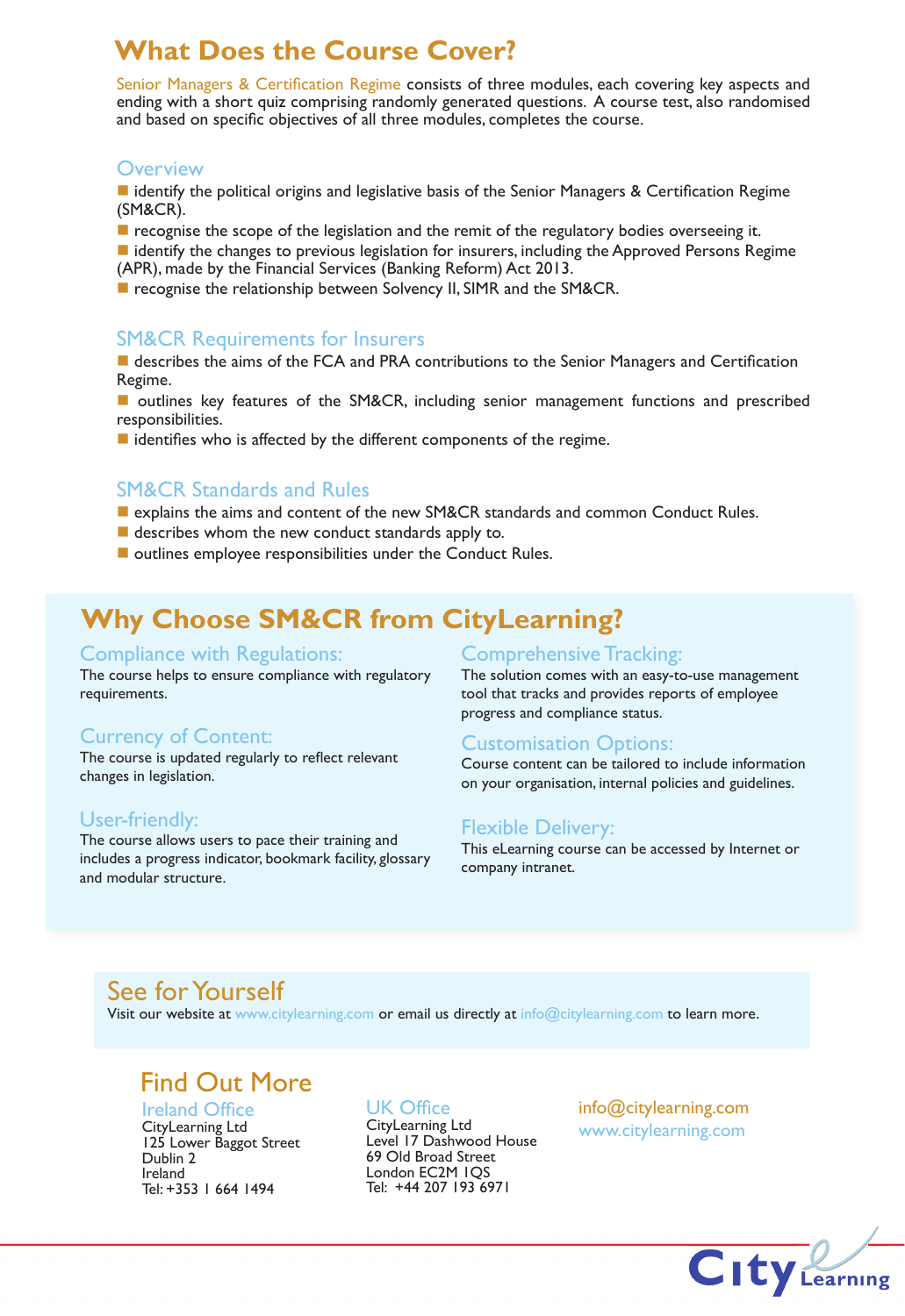# What Does the Course Cover?

Senior Managers & Certification Regime consists of three modules, each covering key aspects and ending with a short quiz comprising randomly generated questions. A course test, also randomised and based on specific objectives of all three modules, completes the course.

## Overview

- identify the political origins and legislative basis of the Senior Managers & Certification Regime (SM&CR).
- recognise the scope of the legislation and the remit of the regulatory bodies overseeing it.
- identify the changes to previous legislation for insurers, including the Approved Persons Regime (APR), made by the Financial Services (Banking Reform) Act 2013.
- recognise the relationship between Solvency II, SIMR and the SM&CR.

## SM&CR Requirements for Insurers

- describes the aims of the FCA and PRA contributions to the Senior Managers and Certification Regime.
- outlines key features of the SM&CR, including senior management functions and prescribed responsibilities.
- identifies who is affected by the different components of the regime.

## SM&CR Standards and Rules

- explains the aims and content of the new SM&CR standards and common Conduct Rules.
- describes whom the new conduct standards apply to.
- outlines employee responsibilities under the Conduct Rules.

# Why Choose SM&CR from CityLearning?

### Compliance with Regulations:

The course helps to ensure compliance with regulatory requirements.

### Currency of Content:

The course is updated regularly to reflect relevant changes in legislation.

### User-friendly:

The course allows users to pace their training and includes a progress indicator, bookmark facility, glossary and modular structure.

### Comprehensive Tracking:

The solution comes with an easy-to-use management tool that tracks and provides reports of employee progress and compliance status.

### Customisation Options:

Course content can be tailored to include information on your organisation, internal policies and guidelines.

### Flexible Delivery:

This eLearning course can be accessed by Internet or company intranet.

## See for Yourself

Visit our website at www.citylearning.com or email us directly at info@citylearning.com to learn more.

## Find Out More

### Ireland Office

CityLearning Ltd
125 Lower Baggot Street
Dublin 2
Ireland
Tel: +353 1 664 1494

### UK Office

CityLearning Ltd
Level 17 Dashwood House
69 Old Broad Street
London EC2M 1QS
Tel: +44 207 193 6971

info@citylearning.com
www.citylearning.com